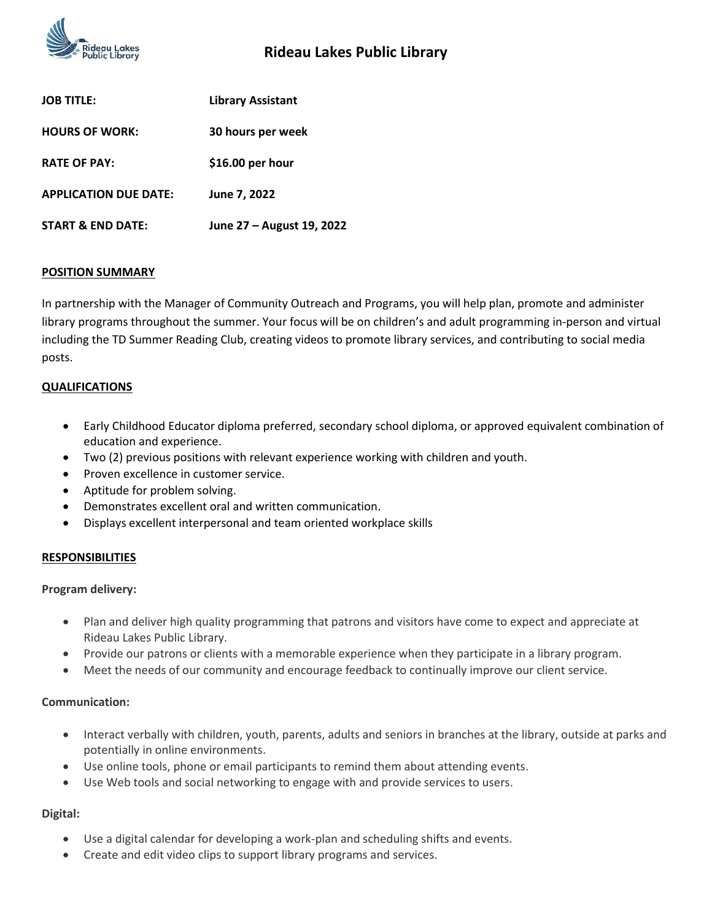# Rideau Lakes Public Library

| | |
|---|---|
| **JOB TITLE:** | **Library Assistant** |
| **HOURS OF WORK:** | **30 hours per week** |
| **RATE OF PAY:** | **$16.00 per hour** |
| **APPLICATION DUE DATE:** | **June 7, 2022** |
| **START & END DATE:** | **June 27 – August 19, 2022** |

## POSITION SUMMARY

In partnership with the Manager of Community Outreach and Programs, you will help plan, promote and administer library programs throughout the summer. Your focus will be on children's and adult programming in-person and virtual including the TD Summer Reading Club, creating videos to promote library services, and contributing to social media posts.

## QUALIFICATIONS

- Early Childhood Educator diploma preferred, secondary school diploma, or approved equivalent combination of education and experience.
- Two (2) previous positions with relevant experience working with children and youth.
- Proven excellence in customer service.
- Aptitude for problem solving.
- Demonstrates excellent oral and written communication.
- Displays excellent interpersonal and team oriented workplace skills

## RESPONSIBILITIES

### Program delivery:

- Plan and deliver high quality programming that patrons and visitors have come to expect and appreciate at Rideau Lakes Public Library.
- Provide our patrons or clients with a memorable experience when they participate in a library program.
- Meet the needs of our community and encourage feedback to continually improve our client service.

### Communication:

- Interact verbally with children, youth, parents, adults and seniors in branches at the library, outside at parks and potentially in online environments.
- Use online tools, phone or email participants to remind them about attending events.
- Use Web tools and social networking to engage with and provide services to users.

### Digital:

- Use a digital calendar for developing a work-plan and scheduling shifts and events.
- Create and edit video clips to support library programs and services.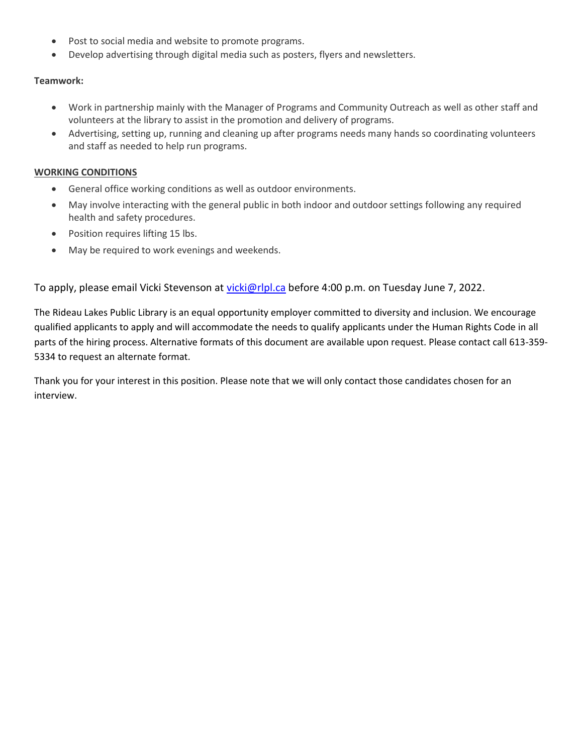- Post to social media and website to promote programs.
- Develop advertising through digital media such as posters, flyers and newsletters.

**Teamwork:**

- Work in partnership mainly with the Manager of Programs and Community Outreach as well as other staff and volunteers at the library to assist in the promotion and delivery of programs.
- Advertising, setting up, running and cleaning up after programs needs many hands so coordinating volunteers and staff as needed to help run programs.

**WORKING CONDITIONS**

- General office working conditions as well as outdoor environments.
- May involve interacting with the general public in both indoor and outdoor settings following any required health and safety procedures.
- Position requires lifting 15 lbs.
- May be required to work evenings and weekends.

To apply, please email Vicki Stevenson at [vicki@rlpl.ca](mailto:vicki@rlpl.ca) before 4:00 p.m. on Tuesday June 7, 2022.

The Rideau Lakes Public Library is an equal opportunity employer committed to diversity and inclusion. We encourage qualified applicants to apply and will accommodate the needs to qualify applicants under the Human Rights Code in all parts of the hiring process. Alternative formats of this document are available upon request. Please contact call 613-359-5334 to request an alternate format.

Thank you for your interest in this position. Please note that we will only contact those candidates chosen for an interview.